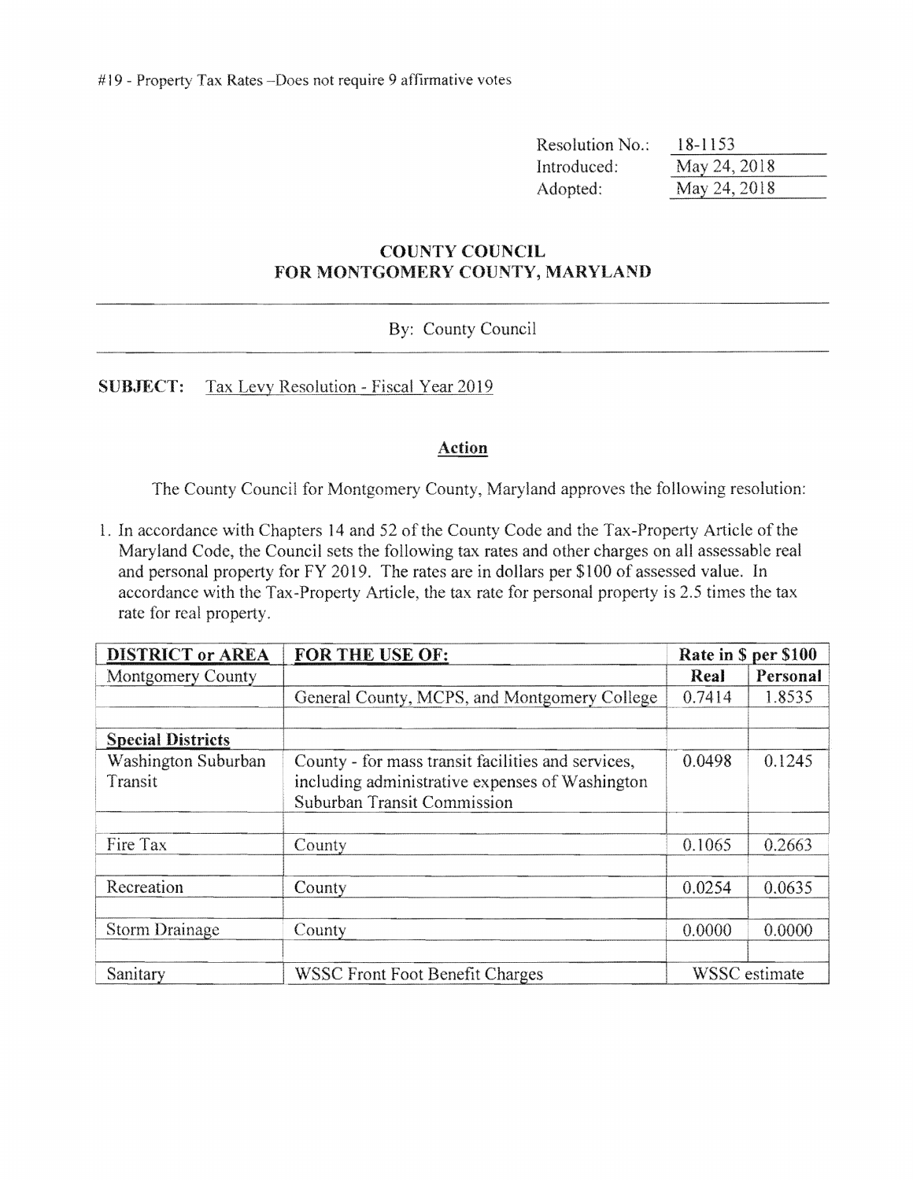#19 - Property Tax Rates –Does not require 9 affirmative votes

| | |
|---|---|
| Resolution No.: | 18-1153 |
| Introduced: | May 24, 2018 |
| Adopted: | May 24, 2018 |

## COUNTY COUNCIL
## FOR MONTGOMERY COUNTY, MARYLAND

By: County Council

**SUBJECT:** Tax Levy Resolution - Fiscal Year 2019

### Action

The County Council for Montgomery County, Maryland approves the following resolution:

1. In accordance with Chapters 14 and 52 of the County Code and the Tax-Property Article of the Maryland Code, the Council sets the following tax rates and other charges on all assessable real and personal property for FY 2019. The rates are in dollars per $100 of assessed value. In accordance with the Tax-Property Article, the tax rate for personal property is 2.5 times the tax rate for real property.

| DISTRICT or AREA | FOR THE USE OF: | Rate in $ per $100 | |
|---|---|---|---|
| Montgomery County | | **Real** | **Personal** |
| | General County, MCPS, and Montgomery College | 0.7414 | 1.8535 |
| | | | |
| **Special Districts** | | | |
| Washington Suburban Transit | County - for mass transit facilities and services, including administrative expenses of Washington Suburban Transit Commission | 0.0498 | 0.1245 |
| | | | |
| Fire Tax | County | 0.1065 | 0.2663 |
| | | | |
| Recreation | County | 0.0254 | 0.0635 |
| | | | |
| Storm Drainage | County | 0.0000 | 0.0000 |
| | | | |
| Sanitary | WSSC Front Foot Benefit Charges | WSSC estimate | |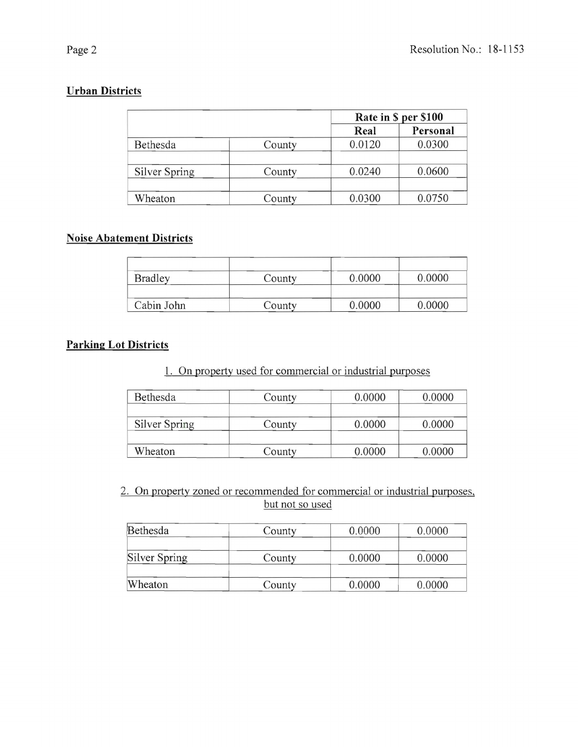**Urban Districts**

| | | Rate in $ per $100 | |
|---|---|---|---|
| | | Real | Personal |
| Bethesda | County | 0.0120 | 0.0300 |
| Silver Spring | County | 0.0240 | 0.0600 |
| Wheaton | County | 0.0300 | 0.0750 |

**Noise Abatement Districts**

| | | | |
|---|---|---|---|
| Bradley | County | 0.0000 | 0.0000 |
| Cabin John | County | 0.0000 | 0.0000 |

**Parking Lot Districts**

1. On property used for commercial or industrial purposes

| | | | |
|---|---|---|---|
| Bethesda | County | 0.0000 | 0.0000 |
| Silver Spring | County | 0.0000 | 0.0000 |
| Wheaton | County | 0.0000 | 0.0000 |

2. On property zoned or recommended for commercial or industrial purposes, but not so used

| | | | |
|---|---|---|---|
| Bethesda | County | 0.0000 | 0.0000 |
| Silver Spring | County | 0.0000 | 0.0000 |
| Wheaton | County | 0.0000 | 0.0000 |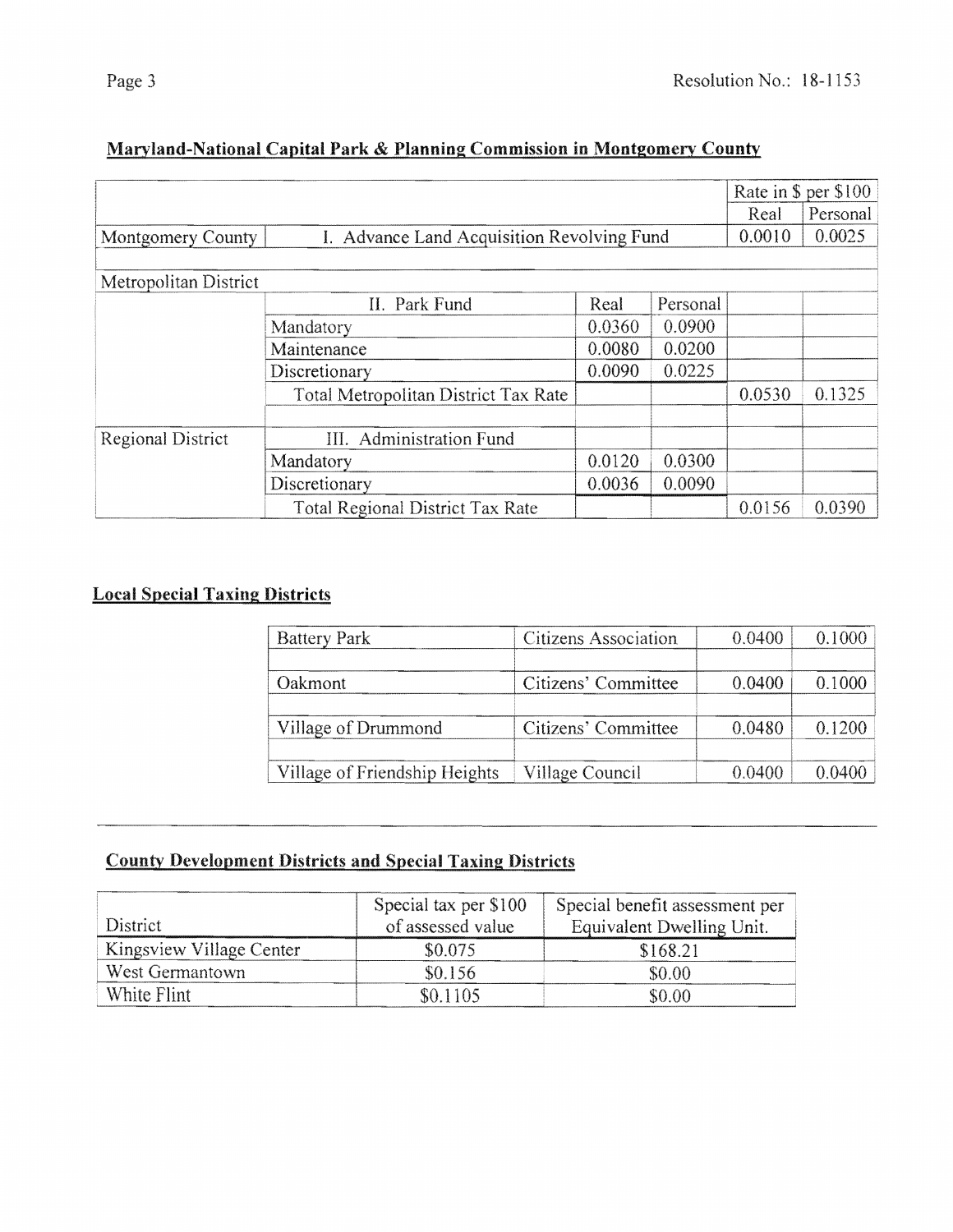## Maryland-National Capital Park & Planning Commission in Montgomery County

| | | | | Rate in $ per $100 | |
|---|---|---|---|---|---|
| | | | | Real | Personal |
| Montgomery County | I. Advance Land Acquisition Revolving Fund | | | 0.0010 | 0.0025 |
| | | | | | |
| Metropolitan District | | | | | |
| | II. Park Fund | Real | Personal | | |
| | Mandatory | 0.0360 | 0.0900 | | |
| | Maintenance | 0.0080 | 0.0200 | | |
| | Discretionary | 0.0090 | 0.0225 | | |
| | Total Metropolitan District Tax Rate | | | 0.0530 | 0.1325 |
| | | | | | |
| Regional District | III. Administration Fund | | | | |
| | Mandatory | 0.0120 | 0.0300 | | |
| | Discretionary | 0.0036 | 0.0090 | | |
| | Total Regional District Tax Rate | | | 0.0156 | 0.0390 |

## Local Special Taxing Districts

| | | | |
|---|---|---|---|
| Battery Park | Citizens Association | 0.0400 | 0.1000 |
| | | | |
| Oakmont | Citizens' Committee | 0.0400 | 0.1000 |
| | | | |
| Village of Drummond | Citizens' Committee | 0.0480 | 0.1200 |
| | | | |
| Village of Friendship Heights | Village Council | 0.0400 | 0.0400 |

## County Development Districts and Special Taxing Districts

| District | Special tax per $100 of assessed value | Special benefit assessment per Equivalent Dwelling Unit. |
|---|---|---|
| Kingsview Village Center | $0.075 | $168.21 |
| West Germantown | $0.156 | $0.00 |
| White Flint | $0.1105 | $0.00 |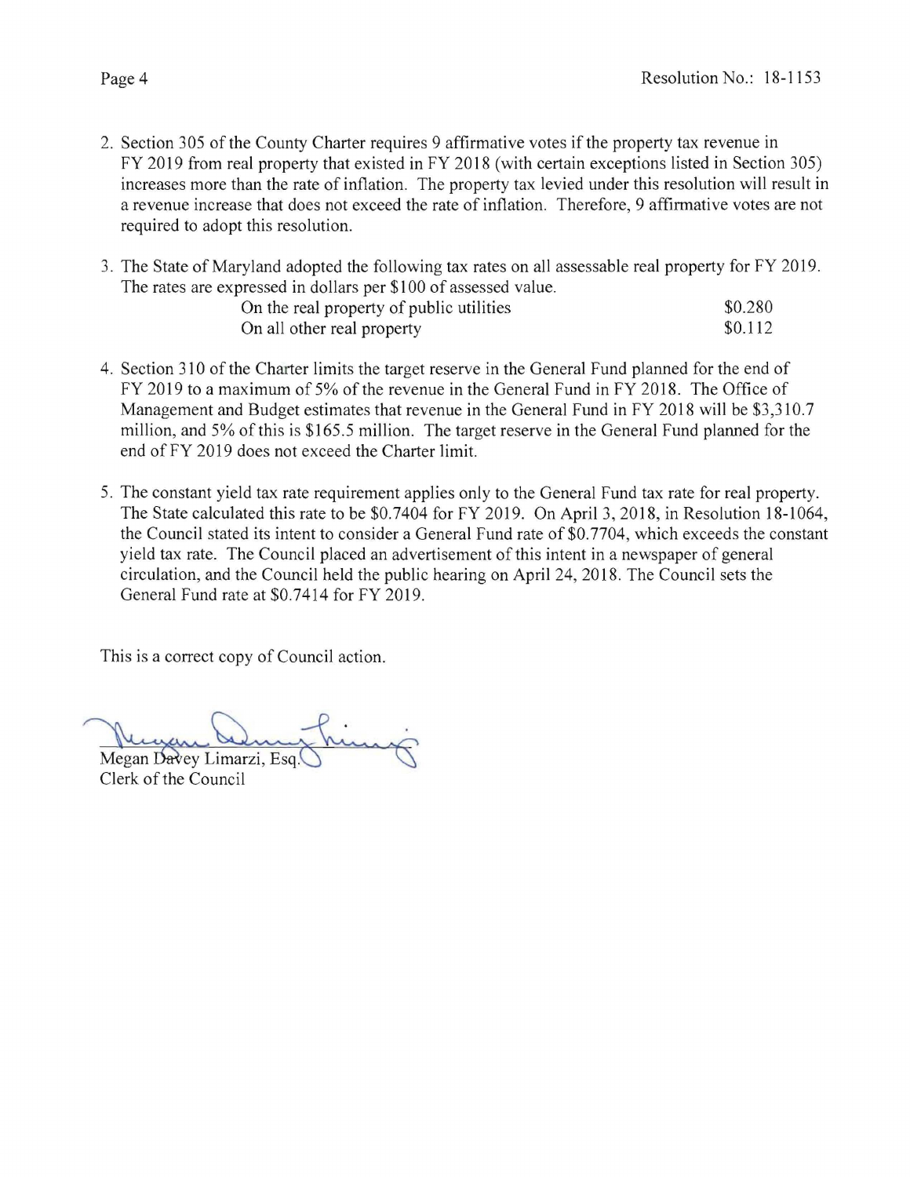2. Section 305 of the County Charter requires 9 affirmative votes if the property tax revenue in FY 2019 from real property that existed in FY 2018 (with certain exceptions listed in Section 305) increases more than the rate of inflation. The property tax levied under this resolution will result in a revenue increase that does not exceed the rate of inflation. Therefore, 9 affirmative votes are not required to adopt this resolution.

3. The State of Maryland adopted the following tax rates on all assessable real property for FY 2019. The rates are expressed in dollars per $100 of assessed value.

| | |
|---|---|
| On the real property of public utilities | $0.280 |
| On all other real property | $0.112 |

4. Section 310 of the Charter limits the target reserve in the General Fund planned for the end of FY 2019 to a maximum of 5% of the revenue in the General Fund in FY 2018. The Office of Management and Budget estimates that revenue in the General Fund in FY 2018 will be $3,310.7 million, and 5% of this is $165.5 million. The target reserve in the General Fund planned for the end of FY 2019 does not exceed the Charter limit.

5. The constant yield tax rate requirement applies only to the General Fund tax rate for real property. The State calculated this rate to be $0.7404 for FY 2019. On April 3, 2018, in Resolution 18-1064, the Council stated its intent to consider a General Fund rate of $0.7704, which exceeds the constant yield tax rate. The Council placed an advertisement of this intent in a newspaper of general circulation, and the Council held the public hearing on April 24, 2018. The Council sets the General Fund rate at $0.7414 for FY 2019.

This is a correct copy of Council action.

Megan Davey Limarzi, Esq.
Clerk of the Council